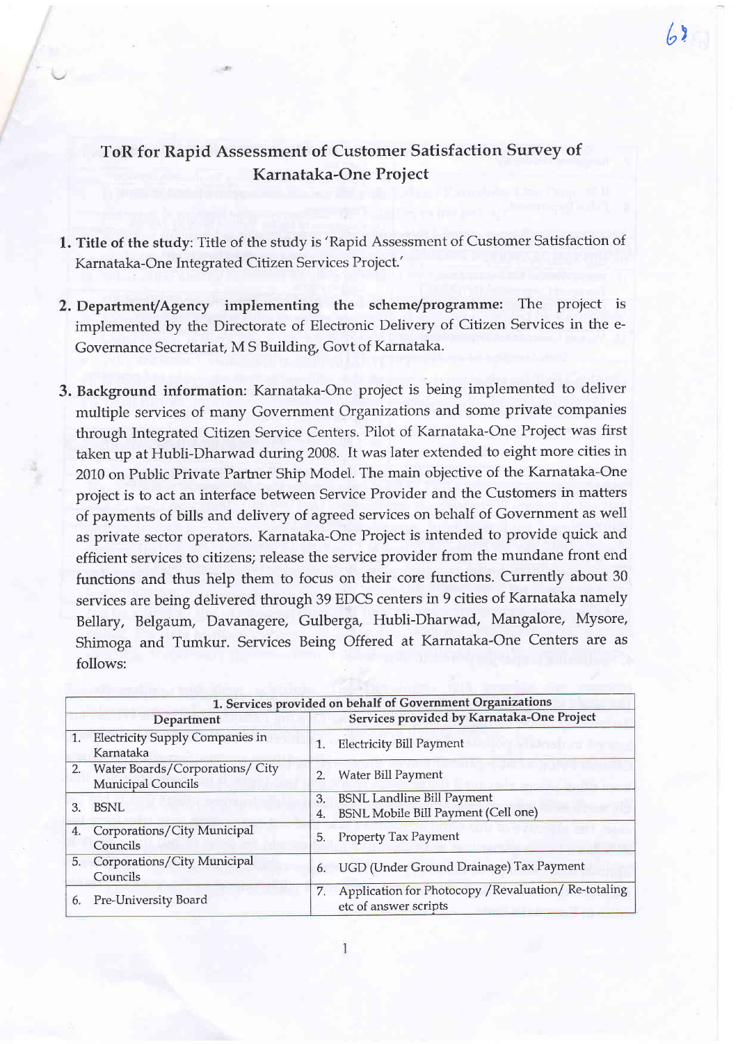# ToR for Rapid Assessment of Customer Satisfaction Survey of Karnataka-One Project

1. **Title of the study**: Title of the study is 'Rapid Assessment of Customer Satisfaction of Karnataka-One Integrated Citizen Services Project.'

2. **Department/Agency implementing the scheme/programme**: The project is implemented by the Directorate of Electronic Delivery of Citizen Services in the e-Governance Secretariat, M S Building, Govt of Karnataka.

3. **Background information**: Karnataka-One project is being implemented to deliver multiple services of many Government Organizations and some private companies through Integrated Citizen Service Centers. Pilot of Karnataka-One Project was first taken up at Hubli-Dharwad during 2008. It was later extended to eight more cities in 2010 on Public Private Partner Ship Model. The main objective of the Karnataka-One project is to act an interface between Service Provider and the Customers in matters of payments of bills and delivery of agreed services on behalf of Government as well as private sector operators. Karnataka-One Project is intended to provide quick and efficient services to citizens; release the service provider from the mundane front end functions and thus help them to focus on their core functions. Currently about 30 services are being delivered through 39 EDCS centers in 9 cities of Karnataka namely Bellary, Belgaum, Davanagere, Gulberga, Hubli-Dharwad, Mangalore, Mysore, Shimoga and Tumkur. Services Being Offered at Karnataka-One Centers are as follows:

| 1. Services provided on behalf of Government Organizations | |
|---|---|
| **Department** | **Services provided by Karnataka-One Project** |
| 1. Electricity Supply Companies in Karnataka | 1. Electricity Bill Payment |
| 2. Water Boards/Corporations/ City Municipal Councils | 2. Water Bill Payment |
| 3. BSNL | 3. BSNL Landline Bill Payment<br>4. BSNL Mobile Bill Payment (Cell one) |
| 4. Corporations/City Municipal Councils | 5. Property Tax Payment |
| 5. Corporations/City Municipal Councils | 6. UGD (Under Ground Drainage) Tax Payment |
| 6. Pre-University Board | 7. Application for Photocopy /Revaluation/ Re-totaling etc of answer scripts |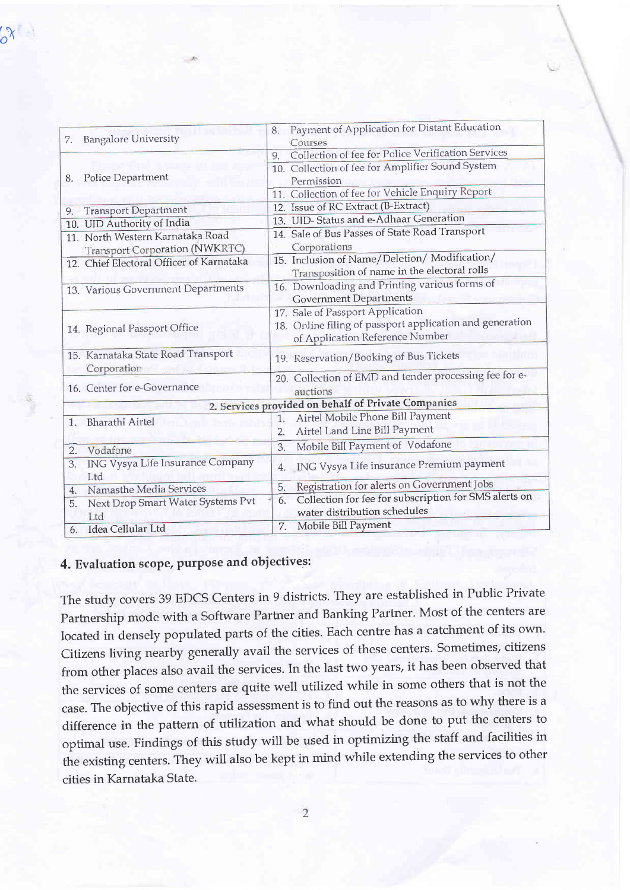| | |
|---|---|
| 7. Bangalore University | 8. Payment of Application for Distant Education Courses |
| 8. Police Department | 9. Collection of fee for Police Verification Services |
| | 10. Collection of fee for Amplifier Sound System Permission |
| | 11. Collection of fee for Vehicle Enquiry Report |
| 9. Transport Department | 12. Issue of RC Extract (B-Extract) |
| 10. UID Authority of India | 13. UID- Status and e-Adhaar Generation |
| 11. North Western Karnataka Road Transport Corporation (NWKRTC) | 14. Sale of Bus Passes of State Road Transport Corporations |
| 12. Chief Electoral Officer of Karnataka | 15. Inclusion of Name/Deletion/ Modification/ Transposition of name in the electoral rolls |
| 13. Various Government Departments | 16. Downloading and Printing various forms of Government Departments |
| 14. Regional Passport Office | 17. Sale of Passport Application<br>18. Online filing of passport application and generation of Application Reference Number |
| 15. Karnataka State Road Transport Corporation | 19. Reservation/Booking of Bus Tickets |
| 16. Center for e-Governance | 20. Collection of EMD and tender processing fee for e-auctions |
| **2. Services provided on behalf of Private Companies** | |
| 1. Bharathi Airtel | 1. Airtel Mobile Phone Bill Payment<br>2. Airtel Land Line Bill Payment |
| 2. Vodafone | 3. Mobile Bill Payment of Vodafone |
| 3. ING Vysya Life Insurance Company Ltd | 4. ING Vysya Life insurance Premium payment |
| 4. Namasthe Media Services | 5. Registration for alerts on Government Jobs |
| 5. Next Drop Smart Water Systems Pvt Ltd | 6. Collection for fee for subscription for SMS alerts on water distribution schedules |
| 6. Idea Cellular Ltd | 7. Mobile Bill Payment |

## 4. Evaluation scope, purpose and objectives:

The study covers 39 EDCS Centers in 9 districts. They are established in Public Private Partnership mode with a Software Partner and Banking Partner. Most of the centers are located in densely populated parts of the cities. Each centre has a catchment of its own. Citizens living nearby generally avail the services of these centers. Sometimes, citizens from other places also avail the services. In the last two years, it has been observed that the services of some centers are quite well utilized while in some others that is not the case. The objective of this rapid assessment is to find out the reasons as to why there is a difference in the pattern of utilization and what should be done to put the centers to optimal use. Findings of this study will be used in optimizing the staff and facilities in the existing centers. They will also be kept in mind while extending the services to other cities in Karnataka State.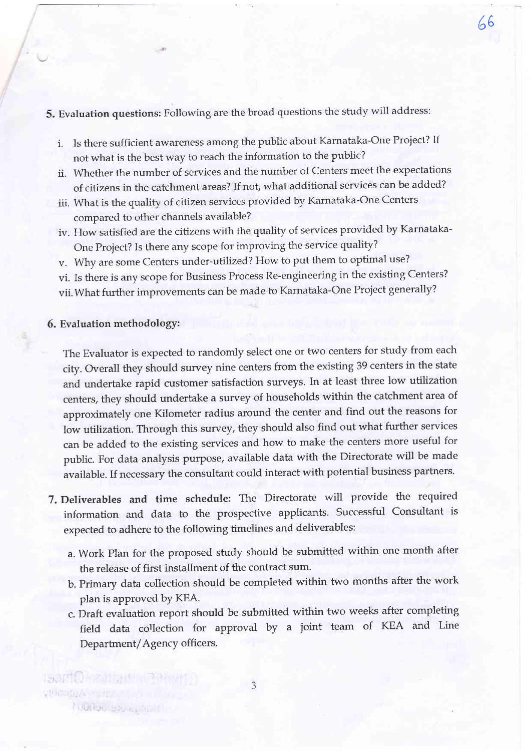**5. Evaluation questions:** Following are the broad questions the study will address:

i. Is there sufficient awareness among the public about Karnataka-One Project? If not what is the best way to reach the information to the public?

ii. Whether the number of services and the number of Centers meet the expectations of citizens in the catchment areas? If not, what additional services can be added?

iii. What is the quality of citizen services provided by Karnataka-One Centers compared to other channels available?

iv. How satisfied are the citizens with the quality of services provided by Karnataka-One Project? Is there any scope for improving the service quality?

v. Why are some Centers under-utilized? How to put them to optimal use?

vi. Is there is any scope for Business Process Re-engineering in the existing Centers?

vii. What further improvements can be made to Karnataka-One Project generally?

**6. Evaluation methodology:**

The Evaluator is expected to randomly select one or two centers for study from each city. Overall they should survey nine centers from the existing 39 centers in the state and undertake rapid customer satisfaction surveys. In at least three low utilization centers, they should undertake a survey of households within the catchment area of approximately one Kilometer radius around the center and find out the reasons for low utilization. Through this survey, they should also find out what further services can be added to the existing services and how to make the centers more useful for public. For data analysis purpose, available data with the Directorate will be made available. If necessary the consultant could interact with potential business partners.

**7. Deliverables and time schedule:** The Directorate will provide the required information and data to the prospective applicants. Successful Consultant is expected to adhere to the following timelines and deliverables:

a. Work Plan for the proposed study should be submitted within one month after the release of first installment of the contract sum.

b. Primary data collection should be completed within two months after the work plan is approved by KEA.

c. Draft evaluation report should be submitted within two weeks after completing field data collection for approval by a joint team of KEA and Line Department/Agency officers.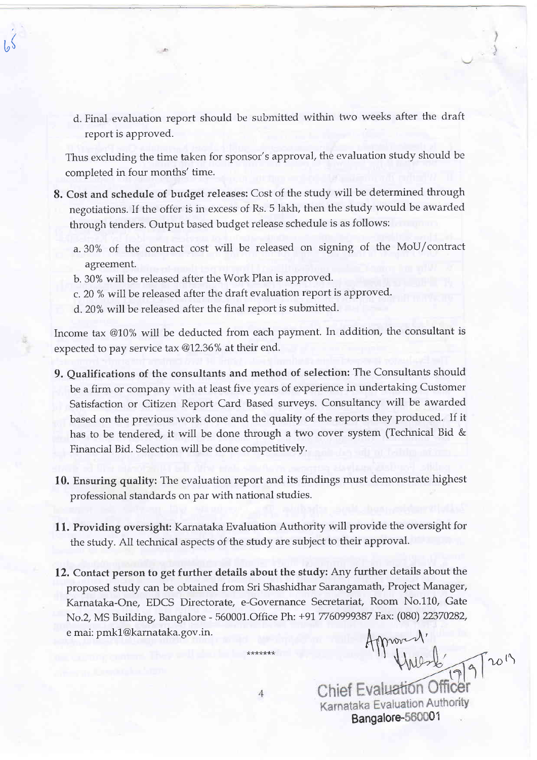d. Final evaluation report should be submitted within two weeks after the draft report is approved.

Thus excluding the time taken for sponsor's approval, the evaluation study should be completed in four months' time.

8. **Cost and schedule of budget releases:** Cost of the study will be determined through negotiations. If the offer is in excess of Rs. 5 lakh, then the study would be awarded through tenders. Output based budget release schedule is as follows:

   a. 30% of the contract cost will be released on signing of the MoU/contract agreement.

   b. 30% will be released after the Work Plan is approved.

   c. 20 % will be released after the draft evaluation report is approved.

   d. 20% will be released after the final report is submitted.

Income tax @10% will be deducted from each payment. In addition, the consultant is expected to pay service tax @12.36% at their end.

9. **Qualifications of the consultants and method of selection:** The Consultants should be a firm or company with at least five years of experience in undertaking Customer Satisfaction or Citizen Report Card Based surveys. Consultancy will be awarded based on the previous work done and the quality of the reports they produced. If it has to be tendered, it will be done through a two cover system (Technical Bid & Financial Bid. Selection will be done competitively.

10. **Ensuring quality:** The evaluation report and its findings must demonstrate highest professional standards on par with national studies.

11. **Providing oversight:** Karnataka Evaluation Authority will provide the oversight for the study. All technical aspects of the study are subject to their approval.

12. **Contact person to get further details about the study:** Any further details about the proposed study can be obtained from Sri Shashidhar Sarangamath, Project Manager, Karnataka-One, EDCS Directorate, e-Governance Secretariat, Room No.110, Gate No.2, MS Building, Bangalore - 560001.Office Ph: +91 7760999387 Fax: (080) 22370282, e mai: pmk1@karnataka.gov.in.

*******

Approved.

17/9/2013

Chief Evaluation Officer
Karnataka Evaluation Authority
Bangalore-560001